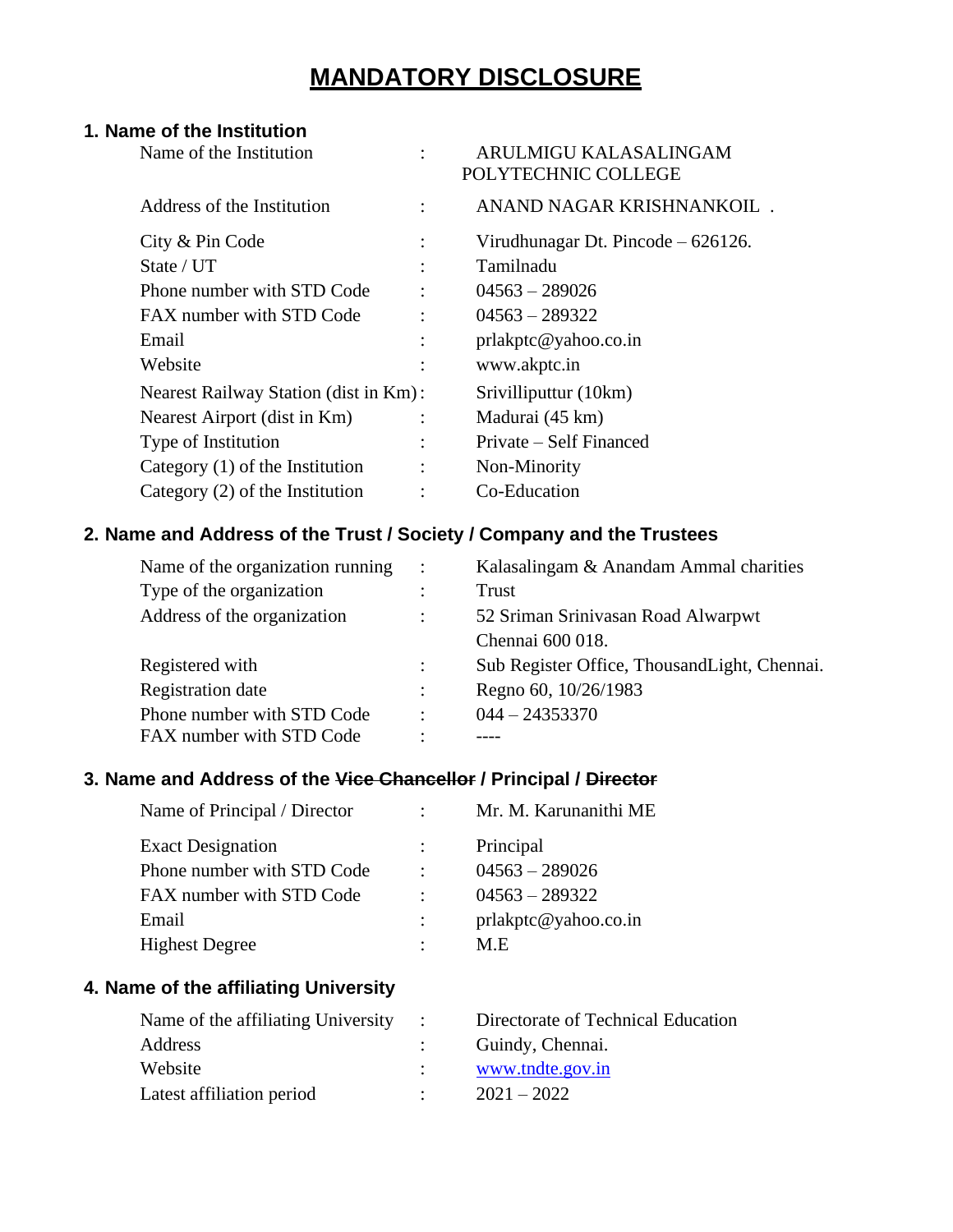# MANDATORY DISCLOSURE

## 1. Name of the Institution

| | | |
|---|---|---|
| Name of the Institution | : | ARULMIGU KALASALINGAM POLYTECHNIC COLLEGE |
| Address of the Institution | : | ANAND NAGAR KRISHNANKOIL . |
| City & Pin Code | : | Virudhunagar Dt. Pincode – 626126. |
| State / UT | : | Tamilnadu |
| Phone number with STD Code | : | 04563 – 289026 |
| FAX number with STD Code | : | 04563 – 289322 |
| Email | : | prlakptc@yahoo.co.in |
| Website | : | www.akptc.in |
| Nearest Railway Station (dist in Km) | : | Srivilliputtur (10km) |
| Nearest Airport (dist in Km) | : | Madurai (45 km) |
| Type of Institution | : | Private – Self Financed |
| Category (1) of the Institution | : | Non-Minority |
| Category (2) of the Institution | : | Co-Education |

## 2. Name and Address of the Trust / Society / Company and the Trustees

| | | |
|---|---|---|
| Name of the organization running | : | Kalasalingam & Anandam Ammal charities |
| Type of the organization | : | Trust |
| Address of the organization | : | 52 Sriman Srinivasan Road Alwarpwt Chennai 600 018. |
| Registered with | : | Sub Register Office, ThousandLight, Chennai. |
| Registration date | : | Regno 60, 10/26/1983 |
| Phone number with STD Code | : | 044 – 24353370 |
| FAX number with STD Code | : | ---- |

## 3. Name and Address of the ~~Vice Chancellor~~ / Principal / ~~Director~~

| | | |
|---|---|---|
| Name of Principal / Director | : | Mr. M. Karunanithi ME |
| Exact Designation | : | Principal |
| Phone number with STD Code | : | 04563 – 289026 |
| FAX number with STD Code | : | 04563 – 289322 |
| Email | : | prlakptc@yahoo.co.in |
| Highest Degree | : | M.E |

## 4. Name of the affiliating University

| | | |
|---|---|---|
| Name of the affiliating University | : | Directorate of Technical Education |
| Address | : | Guindy, Chennai. |
| Website | : | www.tndte.gov.in |
| Latest affiliation period | : | 2021 – 2022 |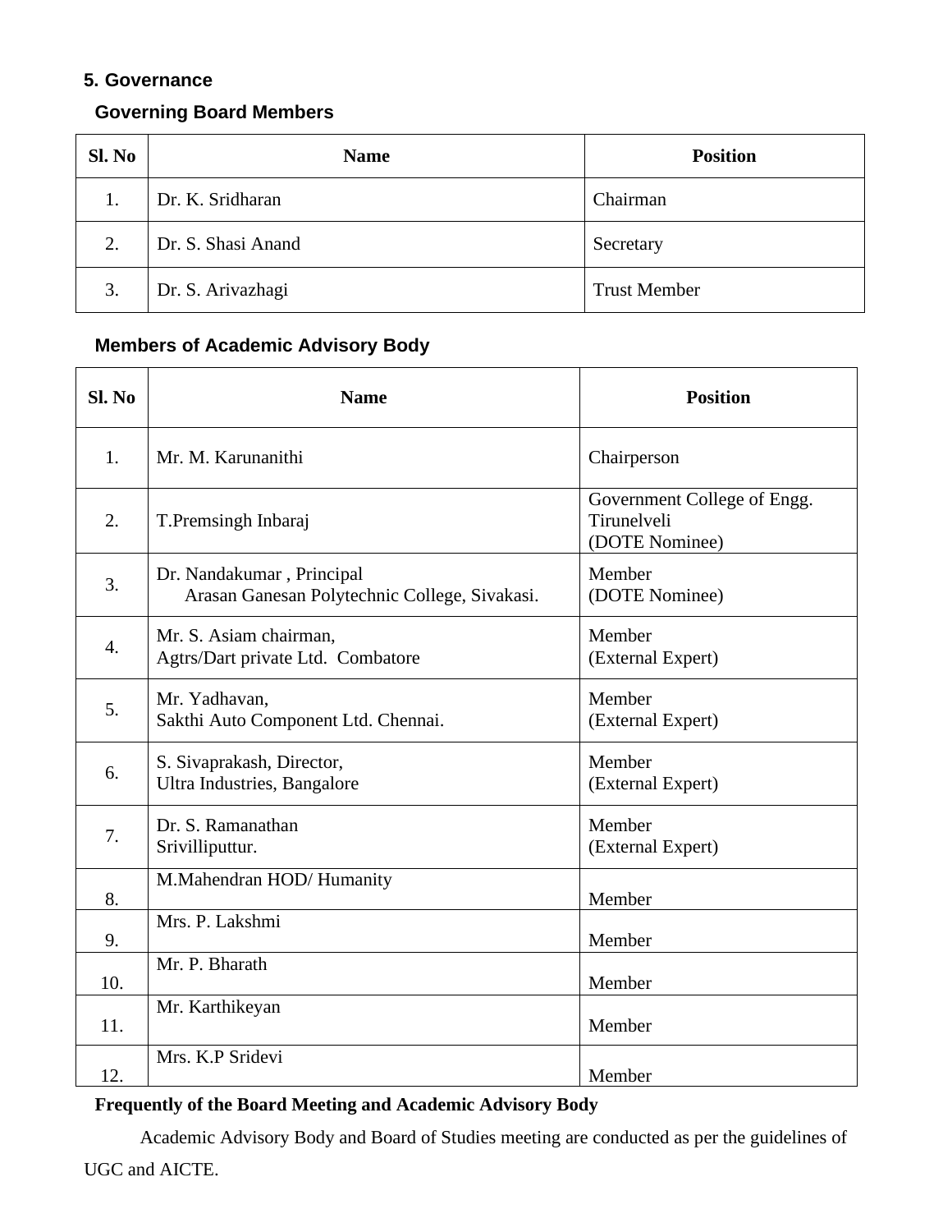## 5. Governance

### Governing Board Members

| Sl. No | Name | Position |
|---|---|---|
| 1. | Dr. K. Sridharan | Chairman |
| 2. | Dr. S. Shasi Anand | Secretary |
| 3. | Dr. S. Arivazhagi | Trust Member |

### Members of Academic Advisory Body

| Sl. No | Name | Position |
|---|---|---|
| 1. | Mr. M. Karunanithi | Chairperson |
| 2. | T.Premsingh Inbaraj | Government College of Engg. Tirunelveli (DOTE Nominee) |
| 3. | Dr. Nandakumar , Principal Arasan Ganesan Polytechnic College, Sivakasi. | Member (DOTE Nominee) |
| 4. | Mr. S. Asiam chairman, Agtrs/Dart private Ltd. Combatore | Member (External Expert) |
| 5. | Mr. Yadhavan, Sakthi Auto Component Ltd. Chennai. | Member (External Expert) |
| 6. | S. Sivaprakash, Director, Ultra Industries, Bangalore | Member (External Expert) |
| 7. | Dr. S. Ramanathan Srivilliputtur. | Member (External Expert) |
| 8. | M.Mahendran HOD/ Humanity | Member |
| 9. | Mrs. P. Lakshmi | Member |
| 10. | Mr. P. Bharath | Member |
| 11. | Mr. Karthikeyan | Member |
| 12. | Mrs. K.P Sridevi | Member |

**Frequently of the Board Meeting and Academic Advisory Body**

Academic Advisory Body and Board of Studies meeting are conducted as per the guidelines of UGC and AICTE.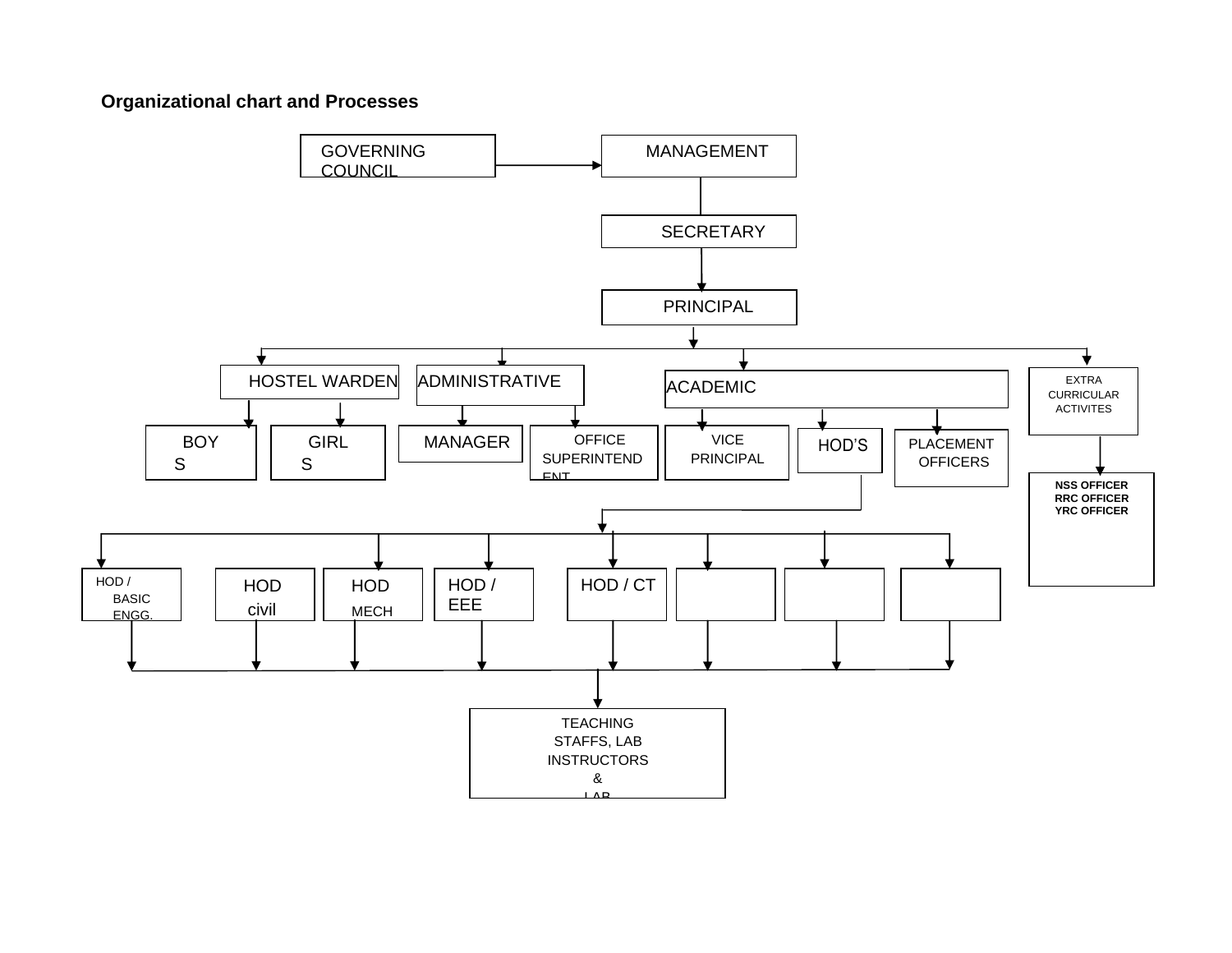**Organizational chart and Processes**

GOVERNING COUNCIL → MANAGEMENT

MANAGEMENT → SECRETARY

SECRETARY → PRINCIPAL

PRINCIPAL →

- HOSTEL WARDEN
  - BOYS
  - GIRLS
- ADMINISTRATIVE
  - MANAGER
  - OFFICE SUPERINTENDENT
- ACADEMIC
  - VICE PRINCIPAL
  - HOD'S
    - HOD / BASIC ENGG.
    - HOD civil
    - HOD MECH
    - HOD / EEE
    - HOD / CT
  - PLACEMENT OFFICERS
- EXTRA CURRICULAR ACTIVITES
  - NSS OFFICER
  - RRC OFFICER
  - YRC OFFICER

All HODs → TEACHING STAFFS, LAB INSTRUCTORS & LAB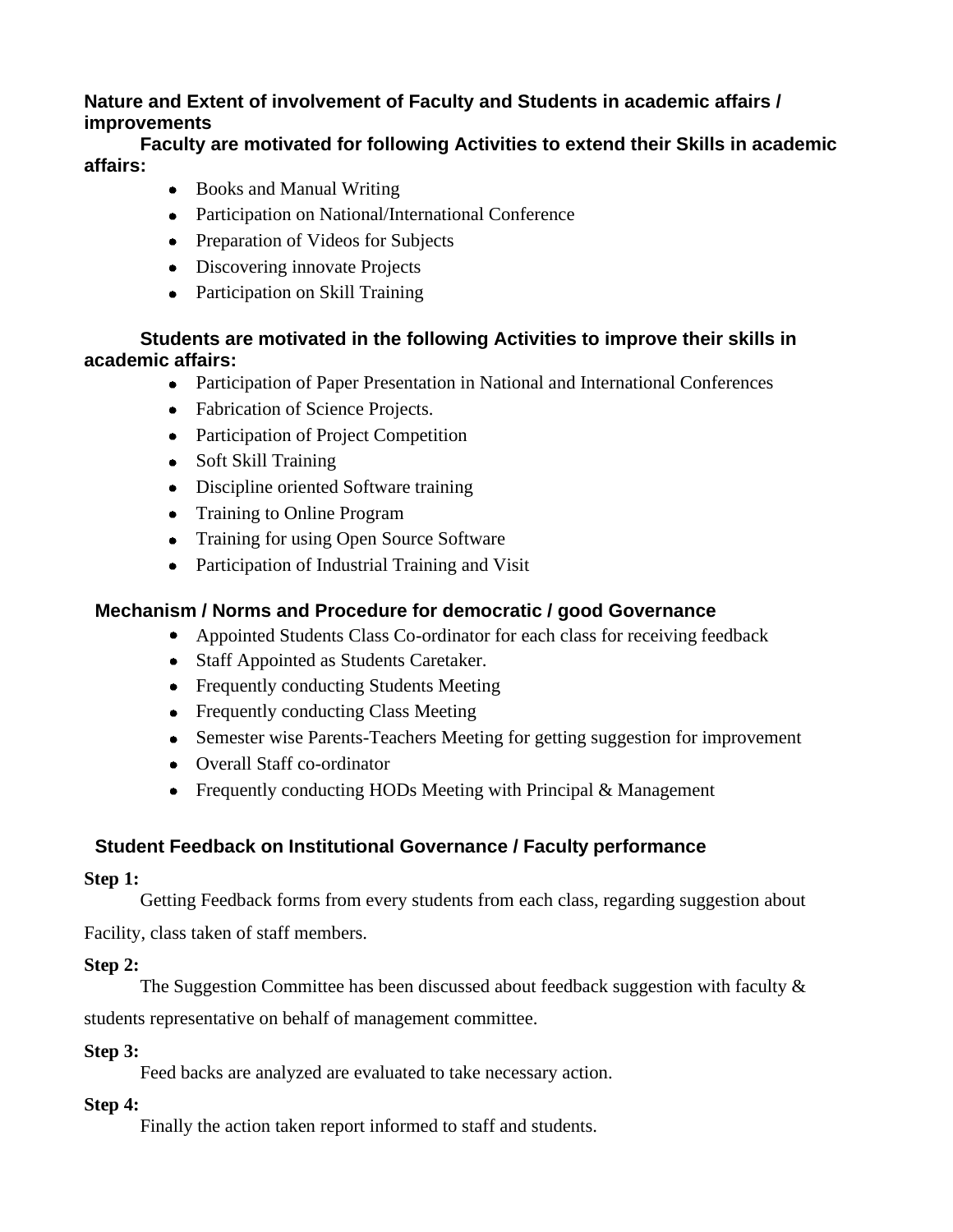## Nature and Extent of involvement of Faculty and Students in academic affairs / improvements

**Faculty are motivated for following Activities to extend their Skills in academic affairs:**

- Books and Manual Writing
- Participation on National/International Conference
- Preparation of Videos for Subjects
- Discovering innovate Projects
- Participation on Skill Training

**Students are motivated in the following Activities to improve their skills in academic affairs:**

- Participation of Paper Presentation in National and International Conferences
- Fabrication of Science Projects.
- Participation of Project Competition
- Soft Skill Training
- Discipline oriented Software training
- Training to Online Program
- Training for using Open Source Software
- Participation of Industrial Training and Visit

## Mechanism / Norms and Procedure for democratic / good Governance

- Appointed Students Class Co-ordinator for each class for receiving feedback
- Staff Appointed as Students Caretaker.
- Frequently conducting Students Meeting
- Frequently conducting Class Meeting
- Semester wise Parents-Teachers Meeting for getting suggestion for improvement
- Overall Staff co-ordinator
- Frequently conducting HODs Meeting with Principal & Management

## Student Feedback on Institutional Governance / Faculty performance

**Step 1:**

Getting Feedback forms from every students from each class, regarding suggestion about Facility, class taken of staff members.

**Step 2:**

The Suggestion Committee has been discussed about feedback suggestion with faculty & students representative on behalf of management committee.

**Step 3:**

Feed backs are analyzed are evaluated to take necessary action.

**Step 4:**

Finally the action taken report informed to staff and students.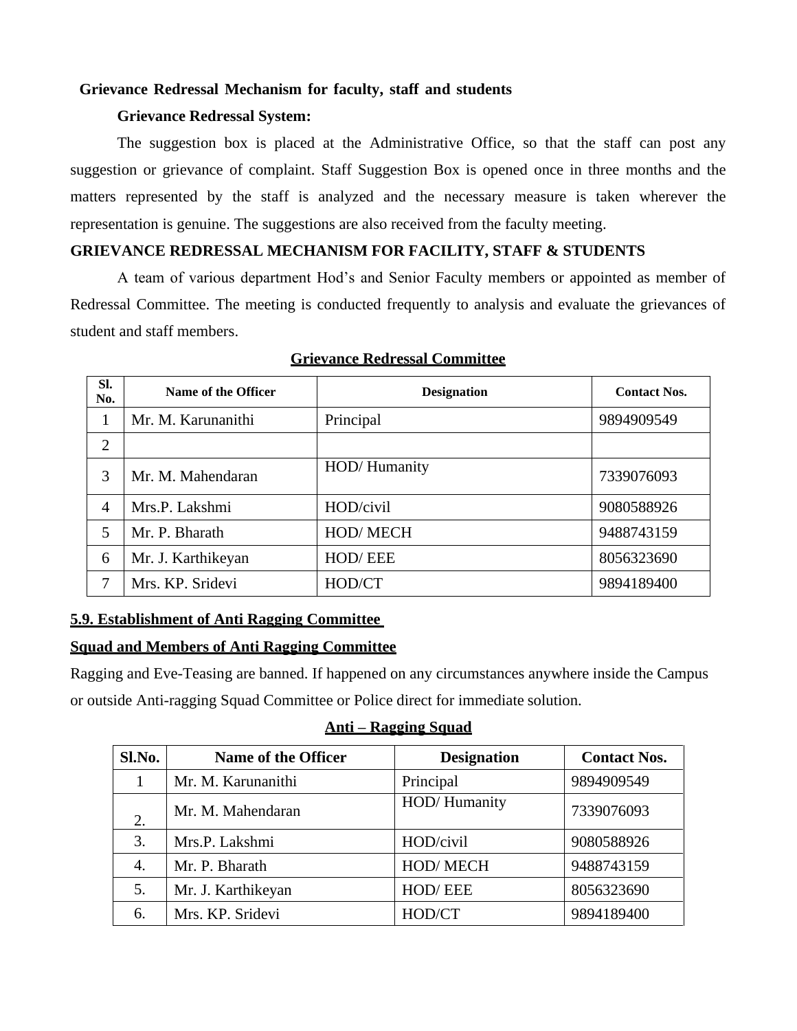**Grievance Redressal Mechanism for faculty, staff and students**

**Grievance Redressal System:**

The suggestion box is placed at the Administrative Office, so that the staff can post any suggestion or grievance of complaint. Staff Suggestion Box is opened once in three months and the matters represented by the staff is analyzed and the necessary measure is taken wherever the representation is genuine. The suggestions are also received from the faculty meeting.

**GRIEVANCE REDRESSAL MECHANISM FOR FACILITY, STAFF & STUDENTS**

A team of various department Hod's and Senior Faculty members or appointed as member of Redressal Committee. The meeting is conducted frequently to analysis and evaluate the grievances of student and staff members.

**Grievance Redressal Committee**

| Sl. No. | Name of the Officer | Designation | Contact Nos. |
|---|---|---|---|
| 1 | Mr. M. Karunanithi | Principal | 9894909549 |
| 2 | | | |
| 3 | Mr. M. Mahendaran | HOD/ Humanity | 7339076093 |
| 4 | Mrs.P. Lakshmi | HOD/civil | 9080588926 |
| 5 | Mr. P. Bharath | HOD/ MECH | 9488743159 |
| 6 | Mr. J. Karthikeyan | HOD/ EEE | 8056323690 |
| 7 | Mrs. KP. Sridevi | HOD/CT | 9894189400 |

**5.9. Establishment of Anti Ragging Committee**

**Squad and Members of Anti Ragging Committee**

Ragging and Eve-Teasing are banned. If happened on any circumstances anywhere inside the Campus or outside Anti-ragging Squad Committee or Police direct for immediate solution.

**Anti – Ragging Squad**

| Sl.No. | Name of the Officer | Designation | Contact Nos. |
|---|---|---|---|
| 1 | Mr. M. Karunanithi | Principal | 9894909549 |
| 2. | Mr. M. Mahendaran | HOD/ Humanity | 7339076093 |
| 3. | Mrs.P. Lakshmi | HOD/civil | 9080588926 |
| 4. | Mr. P. Bharath | HOD/ MECH | 9488743159 |
| 5. | Mr. J. Karthikeyan | HOD/ EEE | 8056323690 |
| 6. | Mrs. KP. Sridevi | HOD/CT | 9894189400 |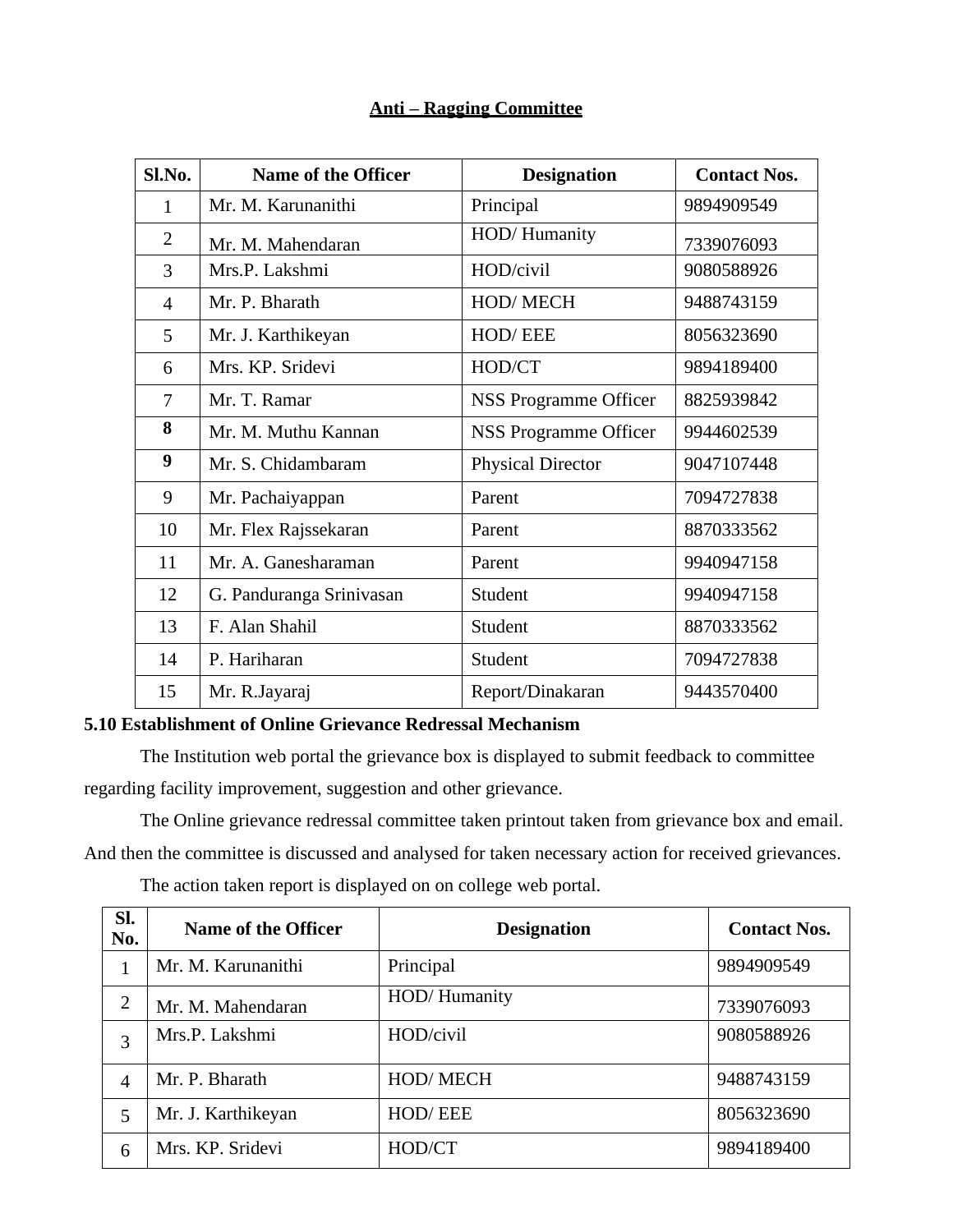<u>**Anti – Ragging Committee**</u>

| Sl.No. | Name of the Officer | Designation | Contact Nos. |
|---|---|---|---|
| 1 | Mr. M. Karunanithi | Principal | 9894909549 |
| 2 | Mr. M. Mahendaran | HOD/ Humanity | 7339076093 |
| 3 | Mrs.P. Lakshmi | HOD/civil | 9080588926 |
| 4 | Mr. P. Bharath | HOD/ MECH | 9488743159 |
| 5 | Mr. J. Karthikeyan | HOD/ EEE | 8056323690 |
| 6 | Mrs. KP. Sridevi | HOD/CT | 9894189400 |
| 7 | Mr. T. Ramar | NSS Programme Officer | 8825939842 |
| **8** | Mr. M. Muthu Kannan | NSS Programme Officer | 9944602539 |
| **9** | Mr. S. Chidambaram | Physical Director | 9047107448 |
| 9 | Mr. Pachaiyappan | Parent | 7094727838 |
| 10 | Mr. Flex Rajssekaran | Parent | 8870333562 |
| 11 | Mr. A. Ganesharaman | Parent | 9940947158 |
| 12 | G. Panduranga Srinivasan | Student | 9940947158 |
| 13 | F. Alan Shahil | Student | 8870333562 |
| 14 | P. Hariharan | Student | 7094727838 |
| 15 | Mr. R.Jayaraj | Report/Dinakaran | 9443570400 |

**5.10 Establishment of Online Grievance Redressal Mechanism**

The Institution web portal the grievance box is displayed to submit feedback to committee regarding facility improvement, suggestion and other grievance.

The Online grievance redressal committee taken printout taken from grievance box and email. And then the committee is discussed and analysed for taken necessary action for received grievances.

The action taken report is displayed on on college web portal.

| Sl. No. | Name of the Officer | Designation | Contact Nos. |
|---|---|---|---|
| 1 | Mr. M. Karunanithi | Principal | 9894909549 |
| 2 | Mr. M. Mahendaran | HOD/ Humanity | 7339076093 |
| 3 | Mrs.P. Lakshmi | HOD/civil | 9080588926 |
| 4 | Mr. P. Bharath | HOD/ MECH | 9488743159 |
| 5 | Mr. J. Karthikeyan | HOD/ EEE | 8056323690 |
| 6 | Mrs. KP. Sridevi | HOD/CT | 9894189400 |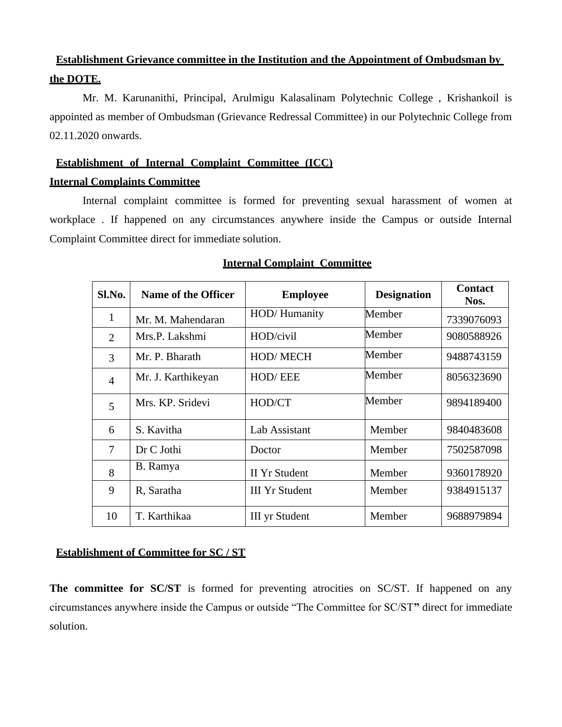## Establishment Grievance committee in the Institution and the Appointment of Ombudsman by the DOTE.

Mr. M. Karunanithi, Principal, Arulmigu Kalasalinam Polytechnic College , Krishankoil is appointed as member of Ombudsman (Grievance Redressal Committee) in our Polytechnic College from 02.11.2020 onwards.

## Establishment of Internal Complaint Committee (ICC)

### Internal Complaints Committee

Internal complaint committee is formed for preventing sexual harassment of women at workplace . If happened on any circumstances anywhere inside the Campus or outside Internal Complaint Committee direct for immediate solution.

**Internal Complaint Committee**

| Sl.No. | Name of the Officer | Employee | Designation | Contact Nos. |
|---|---|---|---|---|
| 1 | Mr. M. Mahendaran | HOD/ Humanity | Member | 7339076093 |
| 2 | Mrs.P. Lakshmi | HOD/civil | Member | 9080588926 |
| 3 | Mr. P. Bharath | HOD/ MECH | Member | 9488743159 |
| 4 | Mr. J. Karthikeyan | HOD/ EEE | Member | 8056323690 |
| 5 | Mrs. KP. Sridevi | HOD/CT | Member | 9894189400 |
| 6 | S. Kavitha | Lab Assistant | Member | 9840483608 |
| 7 | Dr C Jothi | Doctor | Member | 7502587098 |
| 8 | B. Ramya | II Yr Student | Member | 9360178920 |
| 9 | R, Saratha | III Yr Student | Member | 9384915137 |
| 10 | T. Karthikaa | III yr Student | Member | 9688979894 |

## Establishment of Committee for SC / ST

**The committee for SC/ST** is formed for preventing atrocities on SC/ST. If happened on any circumstances anywhere inside the Campus or outside "The Committee for SC/ST**"** direct for immediate solution.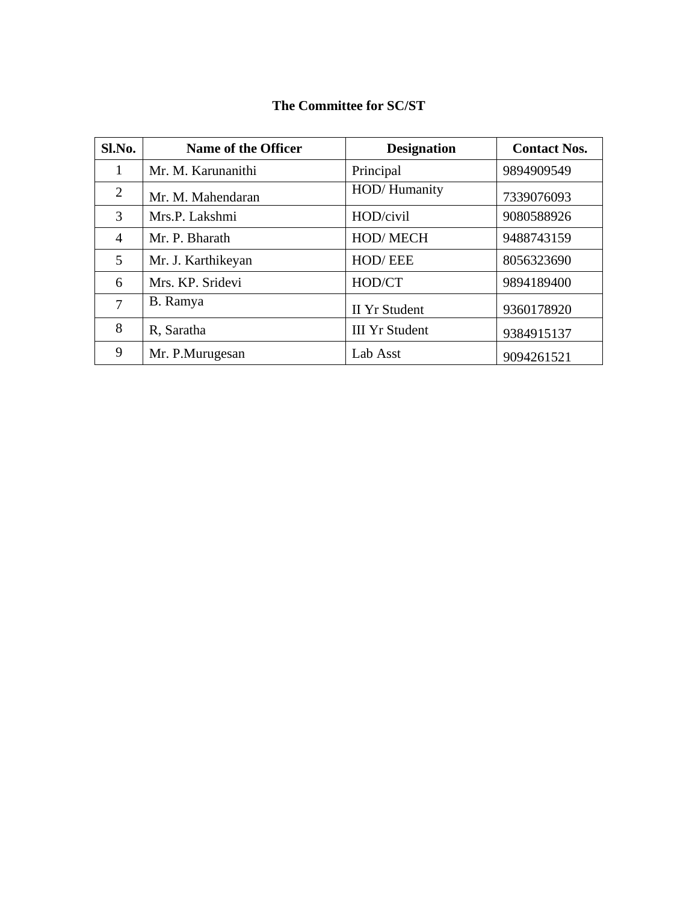**The Committee for SC/ST**

| Sl.No. | Name of the Officer | Designation | Contact Nos. |
|---|---|---|---|
| 1 | Mr. M. Karunanithi | Principal | 9894909549 |
| 2 | Mr. M. Mahendaran | HOD/ Humanity | 7339076093 |
| 3 | Mrs.P. Lakshmi | HOD/civil | 9080588926 |
| 4 | Mr. P. Bharath | HOD/ MECH | 9488743159 |
| 5 | Mr. J. Karthikeyan | HOD/ EEE | 8056323690 |
| 6 | Mrs. KP. Sridevi | HOD/CT | 9894189400 |
| 7 | B. Ramya | II Yr Student | 9360178920 |
| 8 | R, Saratha | III Yr Student | 9384915137 |
| 9 | Mr. P.Murugesan | Lab Asst | 9094261521 |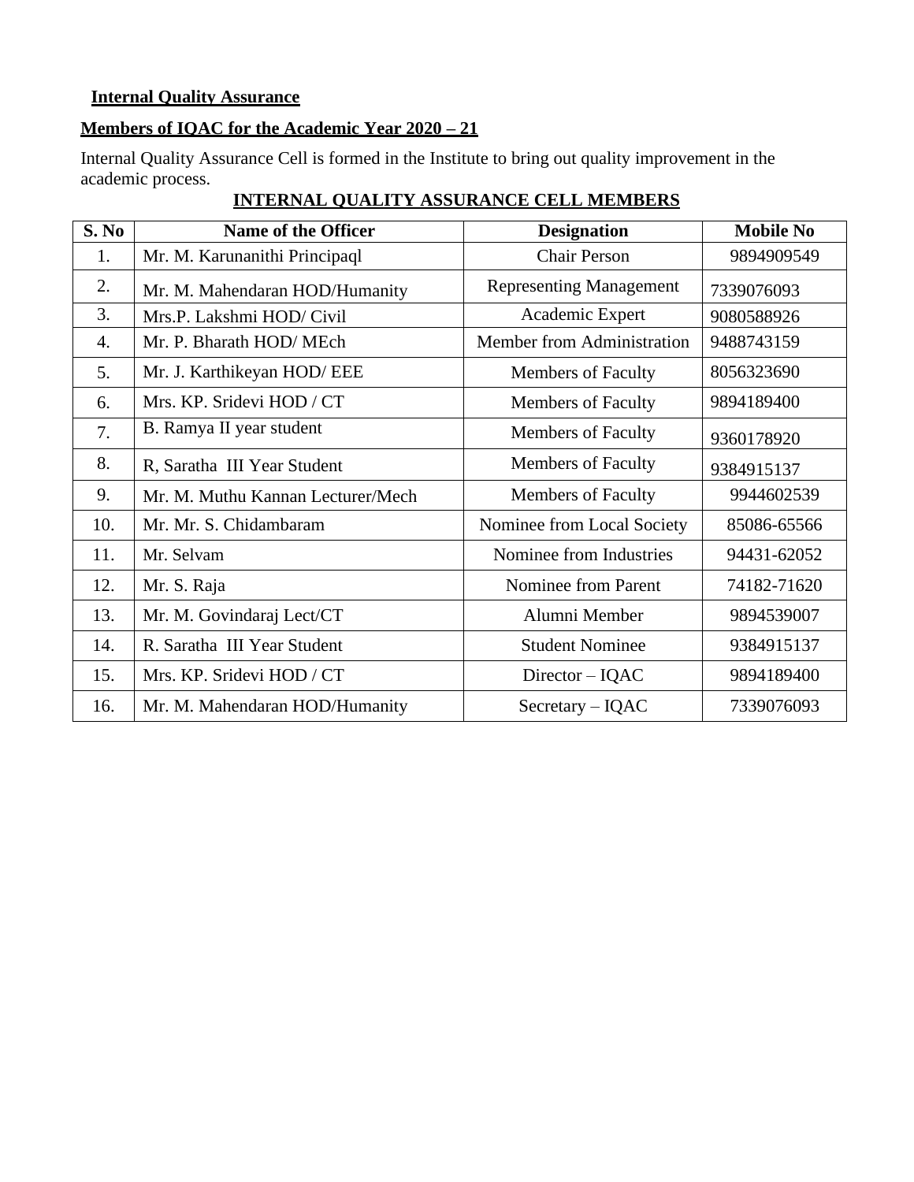**Internal Quality Assurance**

**Members of IQAC for the Academic Year 2020 – 21**

Internal Quality Assurance Cell is formed in the Institute to bring out quality improvement in the academic process.

**INTERNAL QUALITY ASSURANCE CELL MEMBERS**

| S. No | Name of the Officer | Designation | Mobile No |
|---|---|---|---|
| 1. | Mr. M. Karunanithi Principaql | Chair Person | 9894909549 |
| 2. | Mr. M. Mahendaran HOD/Humanity | Representing Management | 7339076093 |
| 3. | Mrs.P. Lakshmi HOD/ Civil | Academic Expert | 9080588926 |
| 4. | Mr. P. Bharath HOD/ MEch | Member from Administration | 9488743159 |
| 5. | Mr. J. Karthikeyan HOD/ EEE | Members of Faculty | 8056323690 |
| 6. | Mrs. KP. Sridevi HOD / CT | Members of Faculty | 9894189400 |
| 7. | B. Ramya II year student | Members of Faculty | 9360178920 |
| 8. | R, Saratha III Year Student | Members of Faculty | 9384915137 |
| 9. | Mr. M. Muthu Kannan Lecturer/Mech | Members of Faculty | 9944602539 |
| 10. | Mr. Mr. S. Chidambaram | Nominee from Local Society | 85086-65566 |
| 11. | Mr. Selvam | Nominee from Industries | 94431-62052 |
| 12. | Mr. S. Raja | Nominee from Parent | 74182-71620 |
| 13. | Mr. M. Govindaraj Lect/CT | Alumni Member | 9894539007 |
| 14. | R. Saratha III Year Student | Student Nominee | 9384915137 |
| 15. | Mrs. KP. Sridevi HOD / CT | Director – IQAC | 9894189400 |
| 16. | Mr. M. Mahendaran HOD/Humanity | Secretary – IQAC | 7339076093 |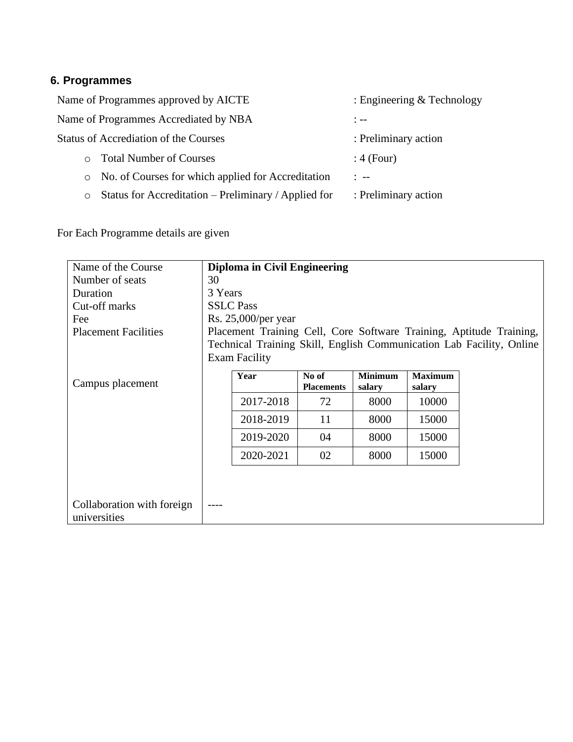## 6. Programmes

Name of Programmes approved by AICTE : Engineering & Technology

Name of Programmes Accrediated by NBA : --

Status of Accrediation of the Courses : Preliminary action

- Total Number of Courses : 4 (Four)
- No. of Courses for which applied for Accreditation : --
- Status for Accreditation – Preliminary / Applied for : Preliminary action

For Each Programme details are given

| | |
|---|---|
| Name of the Course | **Diploma in Civil Engineering** |
| Number of seats | 30 |
| Duration | 3 Years |
| Cut-off marks | SSLC Pass |
| Fee | Rs. 25,000/per year |
| Placement Facilities | Placement Training Cell, Core Software Training, Aptitude Training, Technical Training Skill, English Communication Lab Facility, Online Exam Facility |
| Campus placement | (see table below) |
| Collaboration with foreign universities | ---- |

Campus placement:

| Year | No of Placements | Minimum salary | Maximum salary |
|---|---|---|---|
| 2017-2018 | 72 | 8000 | 10000 |
| 2018-2019 | 11 | 8000 | 15000 |
| 2019-2020 | 04 | 8000 | 15000 |
| 2020-2021 | 02 | 8000 | 15000 |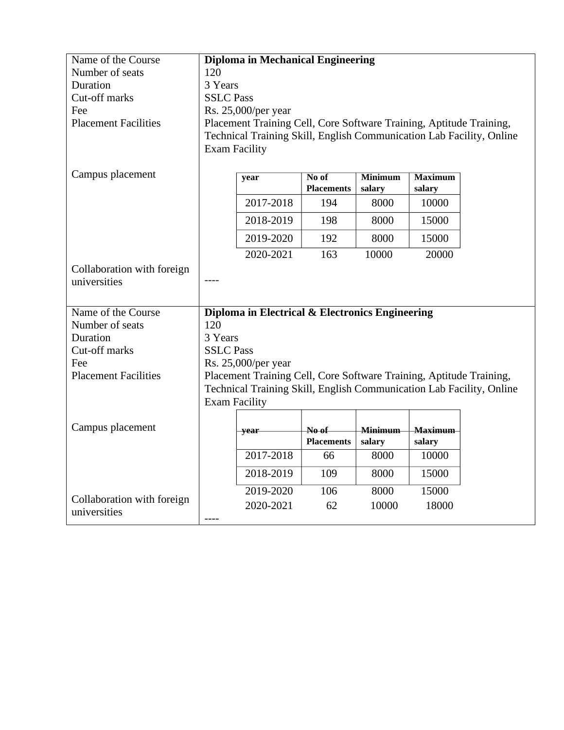| | |
|---|---|
| Name of the Course | **Diploma in Mechanical Engineering** |
| Number of seats | 120 |
| Duration | 3 Years |
| Cut-off marks | SSLC Pass |
| Fee | Rs. 25,000/per year |
| Placement Facilities | Placement Training Cell, Core Software Training, Aptitude Training, Technical Training Skill, English Communication Lab Facility, Online Exam Facility |
| Campus placement | See table below |
| Collaboration with foreign universities | ---- |

| year | No of Placements | Minimum salary | Maximum salary |
|---|---|---|---|
| 2017-2018 | 194 | 8000 | 10000 |
| 2018-2019 | 198 | 8000 | 15000 |
| 2019-2020 | 192 | 8000 | 15000 |
| 2020-2021 | 163 | 10000 | 20000 |

| | |
|---|---|
| Name of the Course | **Diploma in Electrical & Electronics Engineering** |
| Number of seats | 120 |
| Duration | 3 Years |
| Cut-off marks | SSLC Pass |
| Fee | Rs. 25,000/per year |
| Placement Facilities | Placement Training Cell, Core Software Training, Aptitude Training, Technical Training Skill, English Communication Lab Facility, Online Exam Facility |
| Campus placement | See table below |
| Collaboration with foreign universities | ---- |

| year | No of Placements | Minimum salary | Maximum salary |
|---|---|---|---|
| 2017-2018 | 66 | 8000 | 10000 |
| 2018-2019 | 109 | 8000 | 15000 |
| 2019-2020 | 106 | 8000 | 15000 |
| 2020-2021 | 62 | 10000 | 18000 |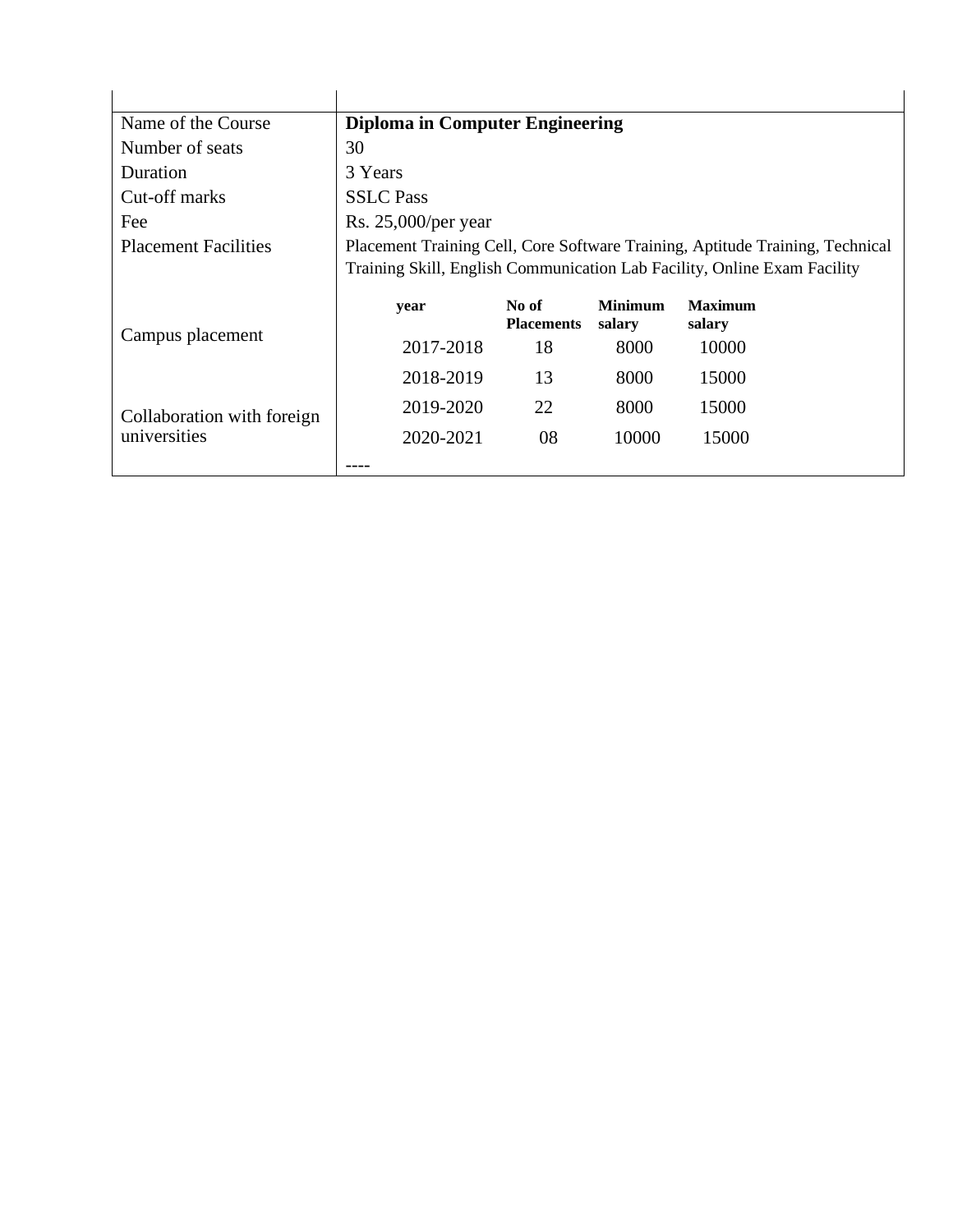| | |
|---|---|
| Name of the Course | **Diploma in Computer Engineering** |
| Number of seats | 30 |
| Duration | 3 Years |
| Cut-off marks | SSLC Pass |
| Fee | Rs. 25,000/per year |
| Placement Facilities | Placement Training Cell, Core Software Training, Aptitude Training, Technical Training Skill, English Communication Lab Facility, Online Exam Facility |
| Campus placement | (see table below) |
| Collaboration with foreign universities | ---- |

| **year** | **No of Placements** | **Minimum salary** | **Maximum salary** |
|---|---|---|---|
| 2017-2018 | 18 | 8000 | 10000 |
| 2018-2019 | 13 | 8000 | 15000 |
| 2019-2020 | 22 | 8000 | 15000 |
| 2020-2021 | 08 | 10000 | 15000 |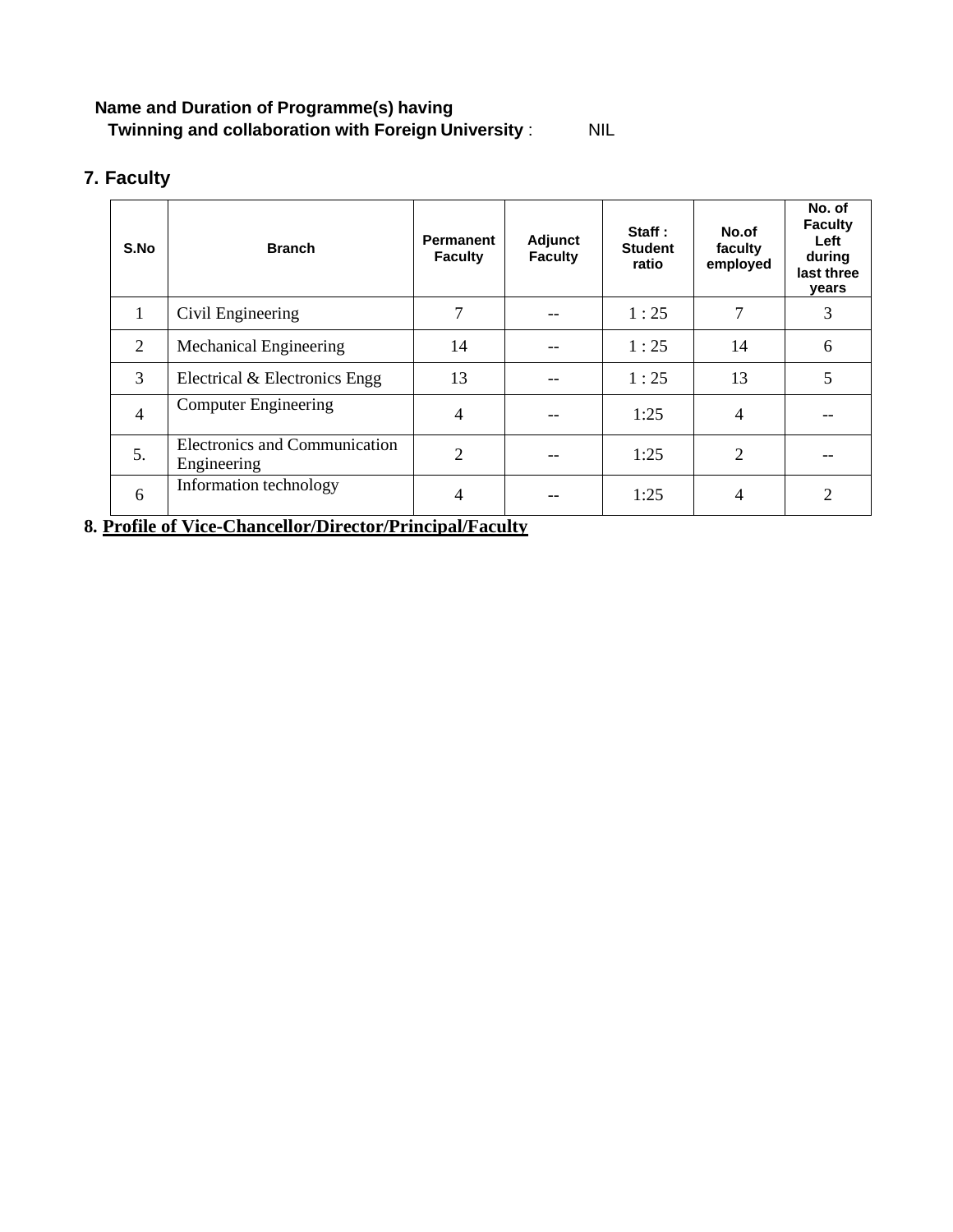**Name and Duration of Programme(s) having**
**Twinning and collaboration with Foreign University** : NIL

## 7. Faculty

| S.No | Branch | Permanent Faculty | Adjunct Faculty | Staff : Student ratio | No.of faculty employed | No. of Faculty Left during last three years |
|---|---|---|---|---|---|---|
| 1 | Civil Engineering | 7 | -- | 1 : 25 | 7 | 3 |
| 2 | Mechanical Engineering | 14 | -- | 1 : 25 | 14 | 6 |
| 3 | Electrical & Electronics Engg | 13 | -- | 1 : 25 | 13 | 5 |
| 4 | Computer Engineering | 4 | -- | 1:25 | 4 | -- |
| 5. | Electronics and Communication Engineering | 2 | -- | 1:25 | 2 | -- |
| 6 | Information technology | 4 | -- | 1:25 | 4 | 2 |

## 8. Profile of Vice-Chancellor/Director/Principal/Faculty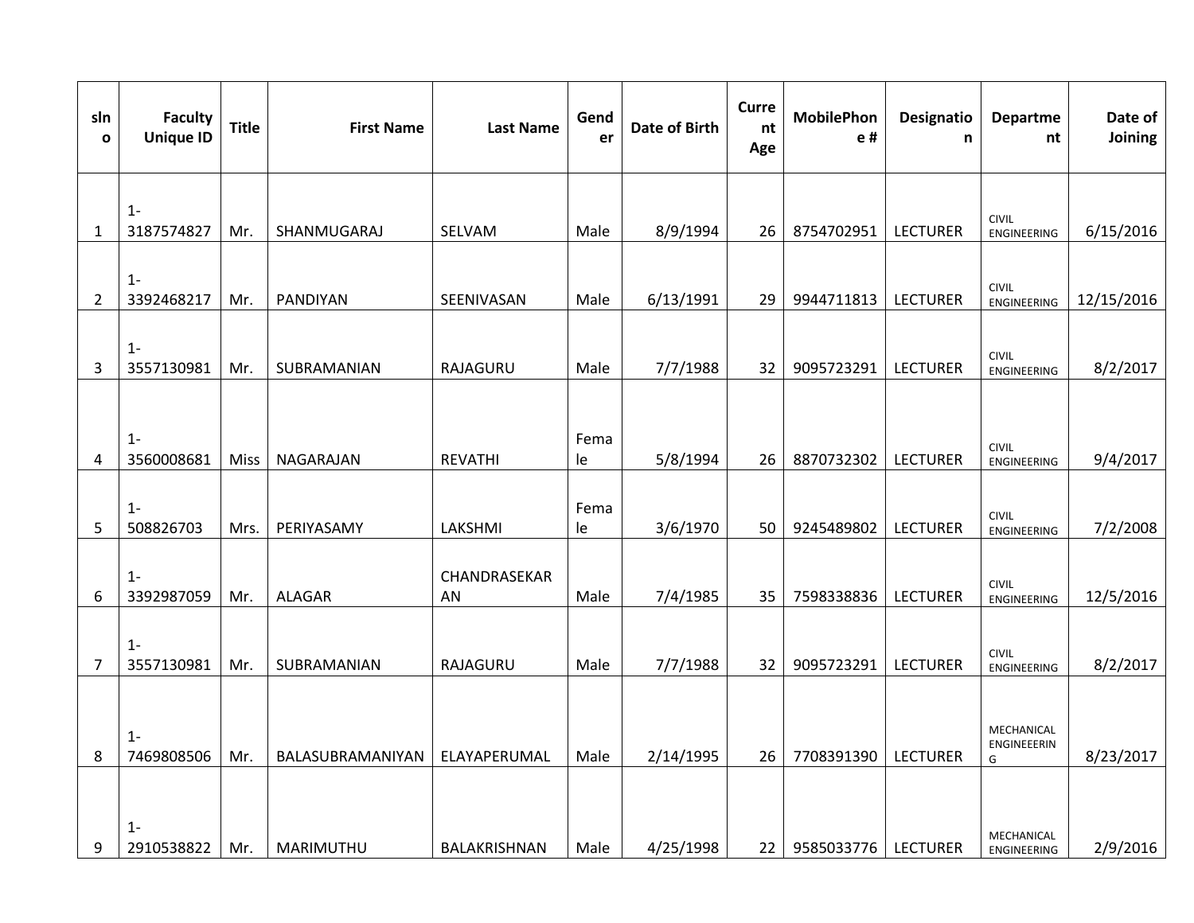| slno | Faculty Unique ID | Title | First Name | Last Name | Gender | Date of Birth | Current Age | MobilePhone # | Designation | Department | Date of Joining |
|---|---|---|---|---|---|---|---|---|---|---|---|
| 1 | 1-3187574827 | Mr. | SHANMUGARAJ | SELVAM | Male | 8/9/1994 | 26 | 8754702951 | LECTURER | CIVIL ENGINEERING | 6/15/2016 |
| 2 | 1-3392468217 | Mr. | PANDIYAN | SEENIVASAN | Male | 6/13/1991 | 29 | 9944711813 | LECTURER | CIVIL ENGINEERING | 12/15/2016 |
| 3 | 1-3557130981 | Mr. | SUBRAMANIAN | RAJAGURU | Male | 7/7/1988 | 32 | 9095723291 | LECTURER | CIVIL ENGINEERING | 8/2/2017 |
| 4 | 1-3560008681 | Miss | NAGARAJAN | REVATHI | Female | 5/8/1994 | 26 | 8870732302 | LECTURER | CIVIL ENGINEERING | 9/4/2017 |
| 5 | 1-508826703 | Mrs. | PERIYASAMY | LAKSHMI | Female | 3/6/1970 | 50 | 9245489802 | LECTURER | CIVIL ENGINEERING | 7/2/2008 |
| 6 | 1-3392987059 | Mr. | ALAGAR | CHANDRASEKARAN | Male | 7/4/1985 | 35 | 7598338836 | LECTURER | CIVIL ENGINEERING | 12/5/2016 |
| 7 | 1-3557130981 | Mr. | SUBRAMANIAN | RAJAGURU | Male | 7/7/1988 | 32 | 9095723291 | LECTURER | CIVIL ENGINEERING | 8/2/2017 |
| 8 | 1-7469808506 | Mr. | BALASUBRAMANIYAN | ELAYAPERUMAL | Male | 2/14/1995 | 26 | 7708391390 | LECTURER | MECHANICAL ENGINEERING | 8/23/2017 |
| 9 | 1-2910538822 | Mr. | MARIMUTHU | BALAKRISHNAN | Male | 4/25/1998 | 22 | 9585033776 | LECTURER | MECHANICAL ENGINEERING | 2/9/2016 |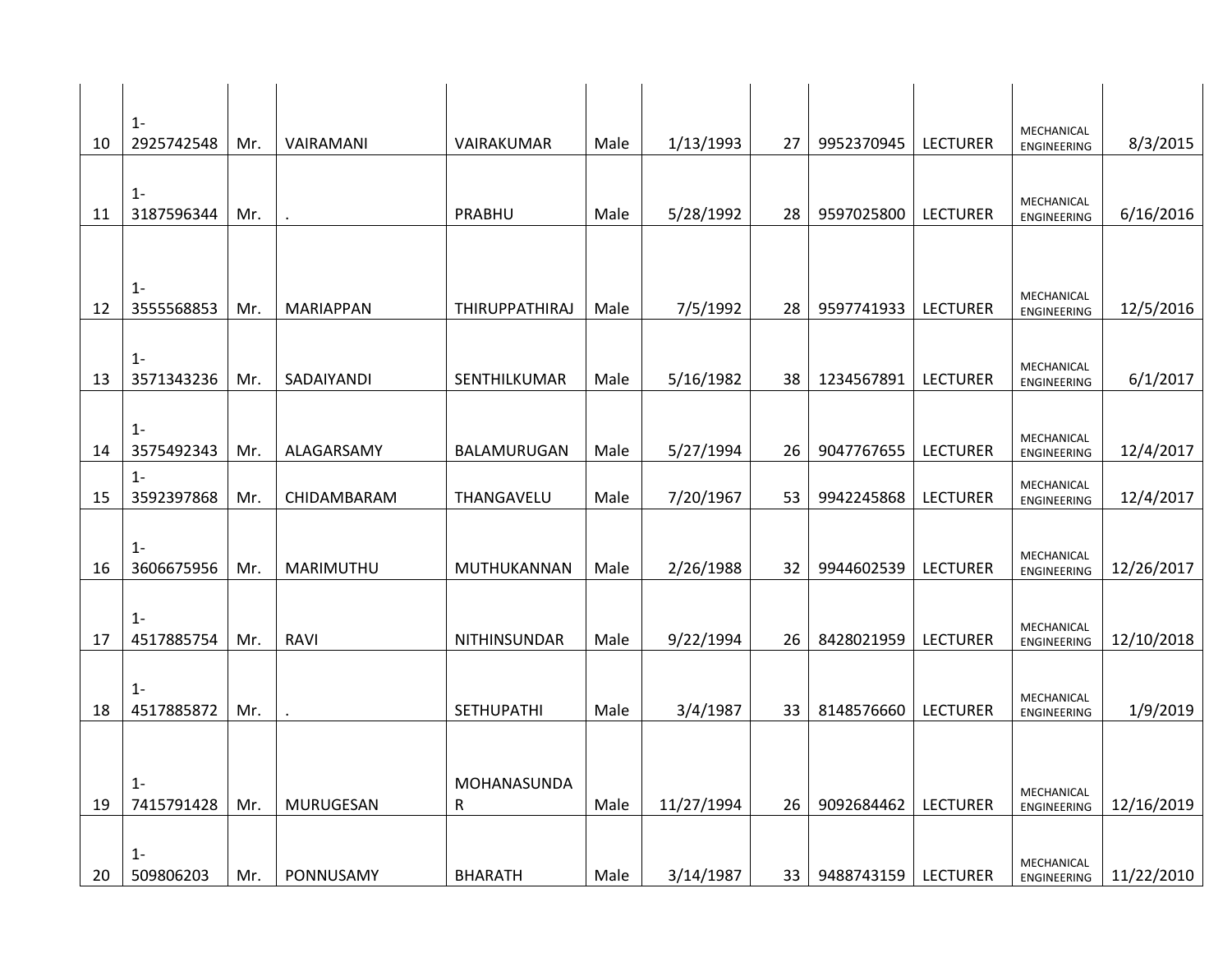| | | | | | | | | | | | |
|---|---|---|---|---|---|---|---|---|---|---|---|
| 10 | 1-2925742548 | Mr. | VAIRAMANI | VAIRAKUMAR | Male | 1/13/1993 | 27 | 9952370945 | LECTURER | MECHANICAL ENGINEERING | 8/3/2015 |
| 11 | 1-3187596344 | Mr. | . | PRABHU | Male | 5/28/1992 | 28 | 9597025800 | LECTURER | MECHANICAL ENGINEERING | 6/16/2016 |
| 12 | 1-3555568853 | Mr. | MARIAPPAN | THIRUPPATHIRAJ | Male | 7/5/1992 | 28 | 9597741933 | LECTURER | MECHANICAL ENGINEERING | 12/5/2016 |
| 13 | 1-3571343236 | Mr. | SADAIYANDI | SENTHILKUMAR | Male | 5/16/1982 | 38 | 1234567891 | LECTURER | MECHANICAL ENGINEERING | 6/1/2017 |
| 14 | 1-3575492343 | Mr. | ALAGARSAMY | BALAMURUGAN | Male | 5/27/1994 | 26 | 9047767655 | LECTURER | MECHANICAL ENGINEERING | 12/4/2017 |
| 15 | 1-3592397868 | Mr. | CHIDAMBARAM | THANGAVELU | Male | 7/20/1967 | 53 | 9942245868 | LECTURER | MECHANICAL ENGINEERING | 12/4/2017 |
| 16 | 1-3606675956 | Mr. | MARIMUTHU | MUTHUKANNAN | Male | 2/26/1988 | 32 | 9944602539 | LECTURER | MECHANICAL ENGINEERING | 12/26/2017 |
| 17 | 1-4517885754 | Mr. | RAVI | NITHINSUNDAR | Male | 9/22/1994 | 26 | 8428021959 | LECTURER | MECHANICAL ENGINEERING | 12/10/2018 |
| 18 | 1-4517885872 | Mr. | . | SETHUPATHI | Male | 3/4/1987 | 33 | 8148576660 | LECTURER | MECHANICAL ENGINEERING | 1/9/2019 |
| 19 | 1-7415791428 | Mr. | MURUGESAN | MOHANASUNDAR | Male | 11/27/1994 | 26 | 9092684462 | LECTURER | MECHANICAL ENGINEERING | 12/16/2019 |
| 20 | 1-509806203 | Mr. | PONNUSAMY | BHARATH | Male | 3/14/1987 | 33 | 9488743159 | LECTURER | MECHANICAL ENGINEERING | 11/22/2010 |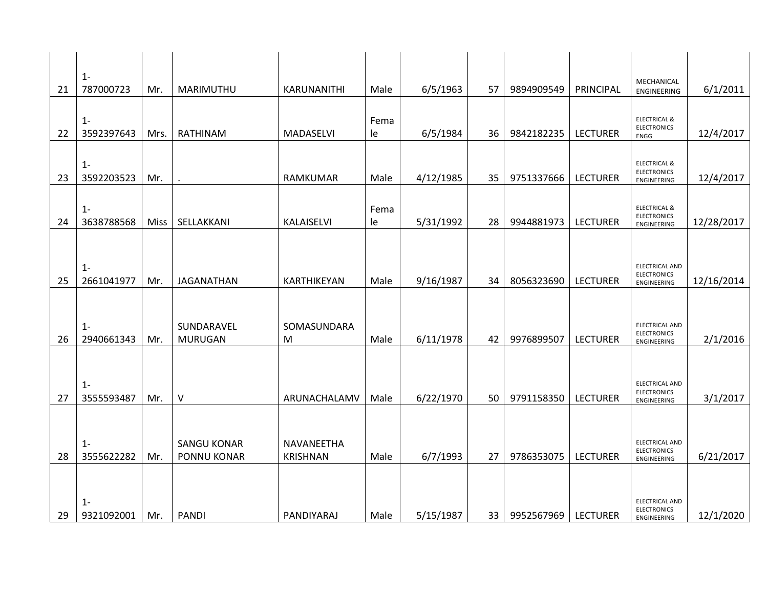| | | | | | | | | | | | |
|---|---|---|---|---|---|---|---|---|---|---|---|
| 21 | 1-787000723 | Mr. | MARIMUTHU | KARUNANITHI | Male | 6/5/1963 | 57 | 9894909549 | PRINCIPAL | MECHANICAL ENGINEERING | 6/1/2011 |
| 22 | 1-3592397643 | Mrs. | RATHINAM | MADASELVI | Female | 6/5/1984 | 36 | 9842182235 | LECTURER | ELECTRICAL & ELECTRONICS ENGG | 12/4/2017 |
| 23 | 1-3592203523 | Mr. | . | RAMKUMAR | Male | 4/12/1985 | 35 | 9751337666 | LECTURER | ELECTRICAL & ELECTRONICS ENGINEERING | 12/4/2017 |
| 24 | 1-3638788568 | Miss | SELLAKKANI | KALAISELVI | Female | 5/31/1992 | 28 | 9944881973 | LECTURER | ELECTRICAL & ELECTRONICS ENGINEERING | 12/28/2017 |
| 25 | 1-2661041977 | Mr. | JAGANATHAN | KARTHIKEYAN | Male | 9/16/1987 | 34 | 8056323690 | LECTURER | ELECTRICAL AND ELECTRONICS ENGINEERING | 12/16/2014 |
| 26 | 1-2940661343 | Mr. | SUNDARAVEL MURUGAN | SOMASUNDARAM | Male | 6/11/1978 | 42 | 9976899507 | LECTURER | ELECTRICAL AND ELECTRONICS ENGINEERING | 2/1/2016 |
| 27 | 1-3555593487 | Mr. | V | ARUNACHALAMV | Male | 6/22/1970 | 50 | 9791158350 | LECTURER | ELECTRICAL AND ELECTRONICS ENGINEERING | 3/1/2017 |
| 28 | 1-3555622282 | Mr. | SANGU KONAR PONNU KONAR | NAVANEETHA KRISHNAN | Male | 6/7/1993 | 27 | 9786353075 | LECTURER | ELECTRICAL AND ELECTRONICS ENGINEERING | 6/21/2017 |
| 29 | 1-9321092001 | Mr. | PANDI | PANDIYARAJ | Male | 5/15/1987 | 33 | 9952567969 | LECTURER | ELECTRICAL AND ELECTRONICS ENGINEERING | 12/1/2020 |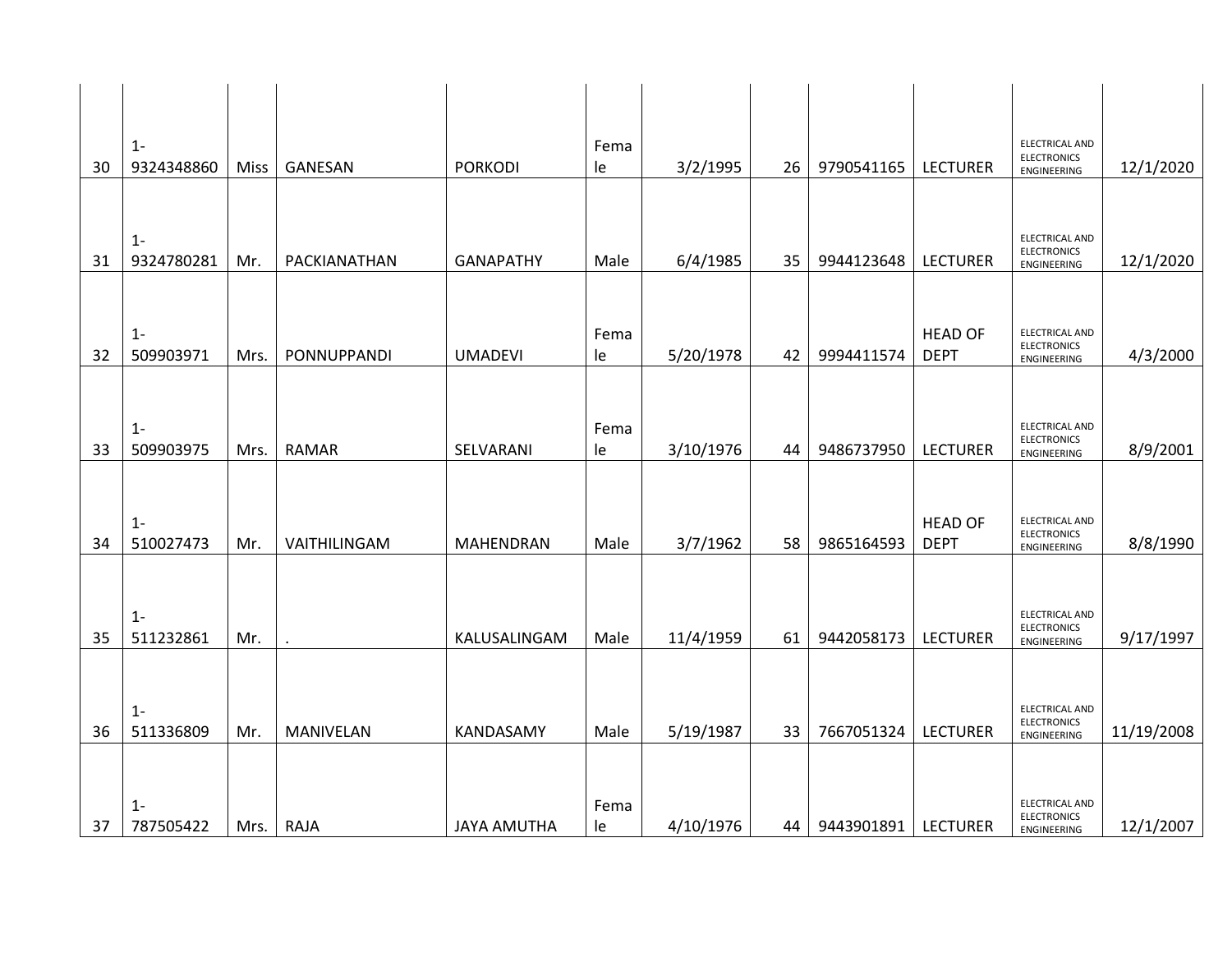| | | | | | | | | | | | |
|---|---|---|---|---|---|---|---|---|---|---|---|
| 30 | 1-9324348860 | Miss | GANESAN | PORKODI | Female | 3/2/1995 | 26 | 9790541165 | LECTURER | ELECTRICAL AND ELECTRONICS ENGINEERING | 12/1/2020 |
| 31 | 1-9324780281 | Mr. | PACKIANATHAN | GANAPATHY | Male | 6/4/1985 | 35 | 9944123648 | LECTURER | ELECTRICAL AND ELECTRONICS ENGINEERING | 12/1/2020 |
| 32 | 1-509903971 | Mrs. | PONNUPPANDI | UMADEVI | Female | 5/20/1978 | 42 | 9994411574 | HEAD OF DEPT | ELECTRICAL AND ELECTRONICS ENGINEERING | 4/3/2000 |
| 33 | 1-509903975 | Mrs. | RAMAR | SELVARANI | Female | 3/10/1976 | 44 | 9486737950 | LECTURER | ELECTRICAL AND ELECTRONICS ENGINEERING | 8/9/2001 |
| 34 | 1-510027473 | Mr. | VAITHILINGAM | MAHENDRAN | Male | 3/7/1962 | 58 | 9865164593 | HEAD OF DEPT | ELECTRICAL AND ELECTRONICS ENGINEERING | 8/8/1990 |
| 35 | 1-511232861 | Mr. | . | KALUSALINGAM | Male | 11/4/1959 | 61 | 9442058173 | LECTURER | ELECTRICAL AND ELECTRONICS ENGINEERING | 9/17/1997 |
| 36 | 1-511336809 | Mr. | MANIVELAN | KANDASAMY | Male | 5/19/1987 | 33 | 7667051324 | LECTURER | ELECTRICAL AND ELECTRONICS ENGINEERING | 11/19/2008 |
| 37 | 1-787505422 | Mrs. | RAJA | JAYA AMUTHA | Female | 4/10/1976 | 44 | 9443901891 | LECTURER | ELECTRICAL AND ELECTRONICS ENGINEERING | 12/1/2007 |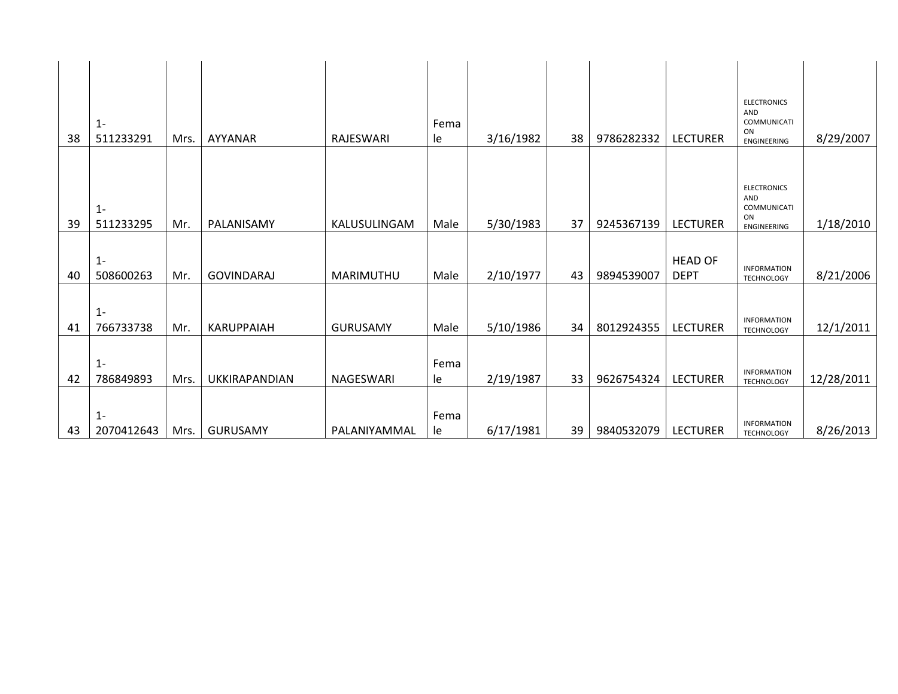| | | | | | | | | | | | |
|---|---|---|---|---|---|---|---|---|---|---|---|
| 38 | 1-511233291 | Mrs. | AYYANAR | RAJESWARI | Female | 3/16/1982 | 38 | 9786282332 | LECTURER | ELECTRONICS AND COMMUNICATION ENGINEERING | 8/29/2007 |
| 39 | 1-511233295 | Mr. | PALANISAMY | KALUSULINGAM | Male | 5/30/1983 | 37 | 9245367139 | LECTURER | ELECTRONICS AND COMMUNICATION ENGINEERING | 1/18/2010 |
| 40 | 1-508600263 | Mr. | GOVINDARAJ | MARIMUTHU | Male | 2/10/1977 | 43 | 9894539007 | HEAD OF DEPT | INFORMATION TECHNOLOGY | 8/21/2006 |
| 41 | 1-766733738 | Mr. | KARUPPAIAH | GURUSAMY | Male | 5/10/1986 | 34 | 8012924355 | LECTURER | INFORMATION TECHNOLOGY | 12/1/2011 |
| 42 | 1-786849893 | Mrs. | UKKIRAPANDIAN | NAGESWARI | Female | 2/19/1987 | 33 | 9626754324 | LECTURER | INFORMATION TECHNOLOGY | 12/28/2011 |
| 43 | 1-2070412643 | Mrs. | GURUSAMY | PALANIYAMMAL | Female | 6/17/1981 | 39 | 9840532079 | LECTURER | INFORMATION TECHNOLOGY | 8/26/2013 |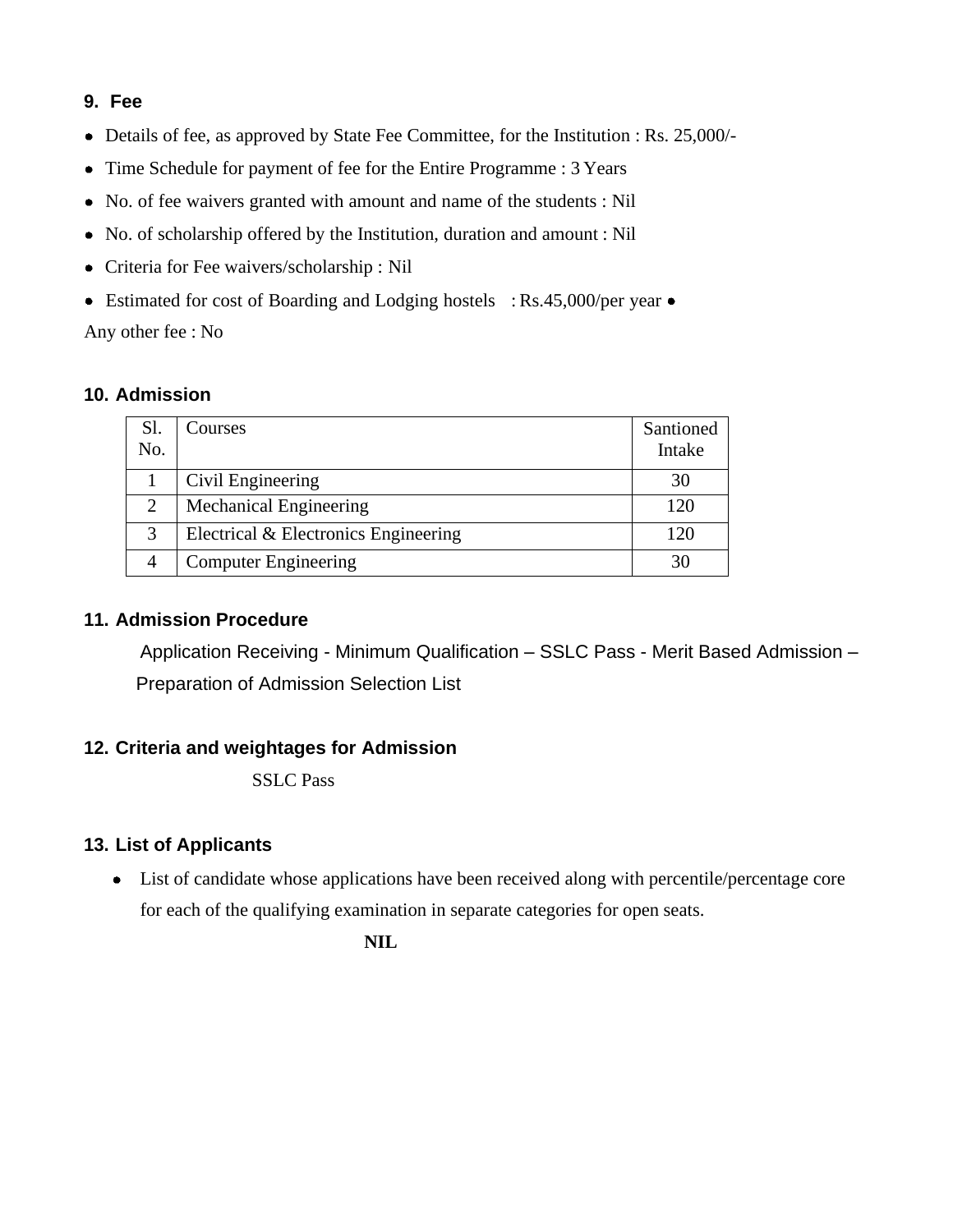## 9. Fee

- Details of fee, as approved by State Fee Committee, for the Institution : Rs. 25,000/-
- Time Schedule for payment of fee for the Entire Programme : 3 Years
- No. of fee waivers granted with amount and name of the students : Nil
- No. of scholarship offered by the Institution, duration and amount : Nil
- Criteria for Fee waivers/scholarship : Nil
- Estimated for cost of Boarding and Lodging hostels : Rs.45,000/per year •

Any other fee : No

## 10. Admission

| Sl. No. | Courses | Santioned Intake |
|---|---|---|
| 1 | Civil Engineering | 30 |
| 2 | Mechanical Engineering | 120 |
| 3 | Electrical & Electronics Engineering | 120 |
| 4 | Computer Engineering | 30 |

## 11. Admission Procedure

Application Receiving - Minimum Qualification – SSLC Pass - Merit Based Admission – Preparation of Admission Selection List

## 12. Criteria and weightages for Admission

SSLC Pass

## 13. List of Applicants

- List of candidate whose applications have been received along with percentile/percentage core for each of the qualifying examination in separate categories for open seats.

**NIL**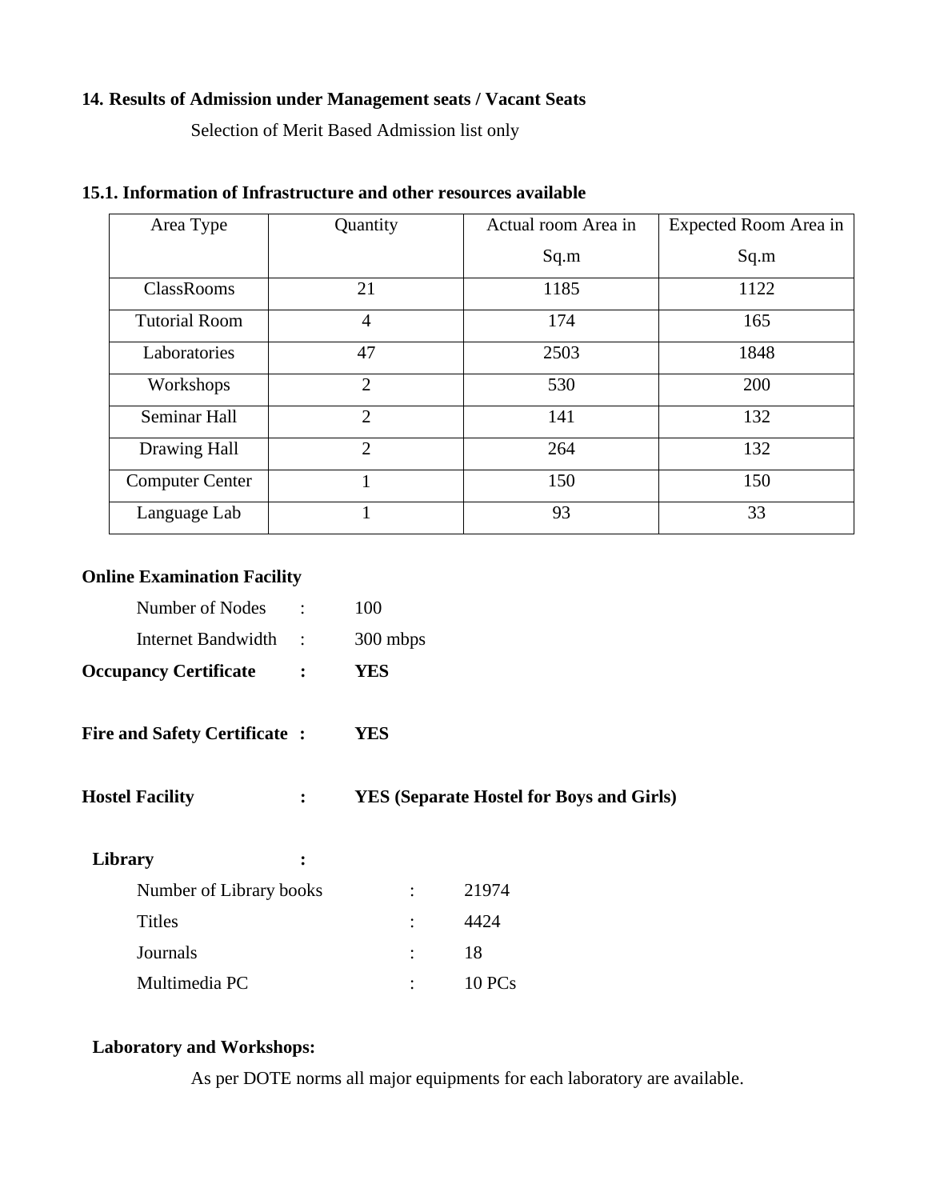## 14. Results of Admission under Management seats / Vacant Seats

Selection of Merit Based Admission list only

## 15.1. Information of Infrastructure and other resources available

| Area Type | Quantity | Actual room Area in Sq.m | Expected Room Area in Sq.m |
|---|---|---|---|
| ClassRooms | 21 | 1185 | 1122 |
| Tutorial Room | 4 | 174 | 165 |
| Laboratories | 47 | 2503 | 1848 |
| Workshops | 2 | 530 | 200 |
| Seminar Hall | 2 | 141 | 132 |
| Drawing Hall | 2 | 264 | 132 |
| Computer Center | 1 | 150 | 150 |
| Language Lab | 1 | 93 | 33 |

**Online Examination Facility**

Number of Nodes : 100

Internet Bandwidth : 300 mbps

**Occupancy Certificate : YES**

**Fire and Safety Certificate : YES**

**Hostel Facility : YES (Separate Hostel for Boys and Girls)**

**Library :**

Number of Library books : 21974

Titles : 4424

Journals : 18

Multimedia PC : 10 PCs

**Laboratory and Workshops:**

As per DOTE norms all major equipments for each laboratory are available.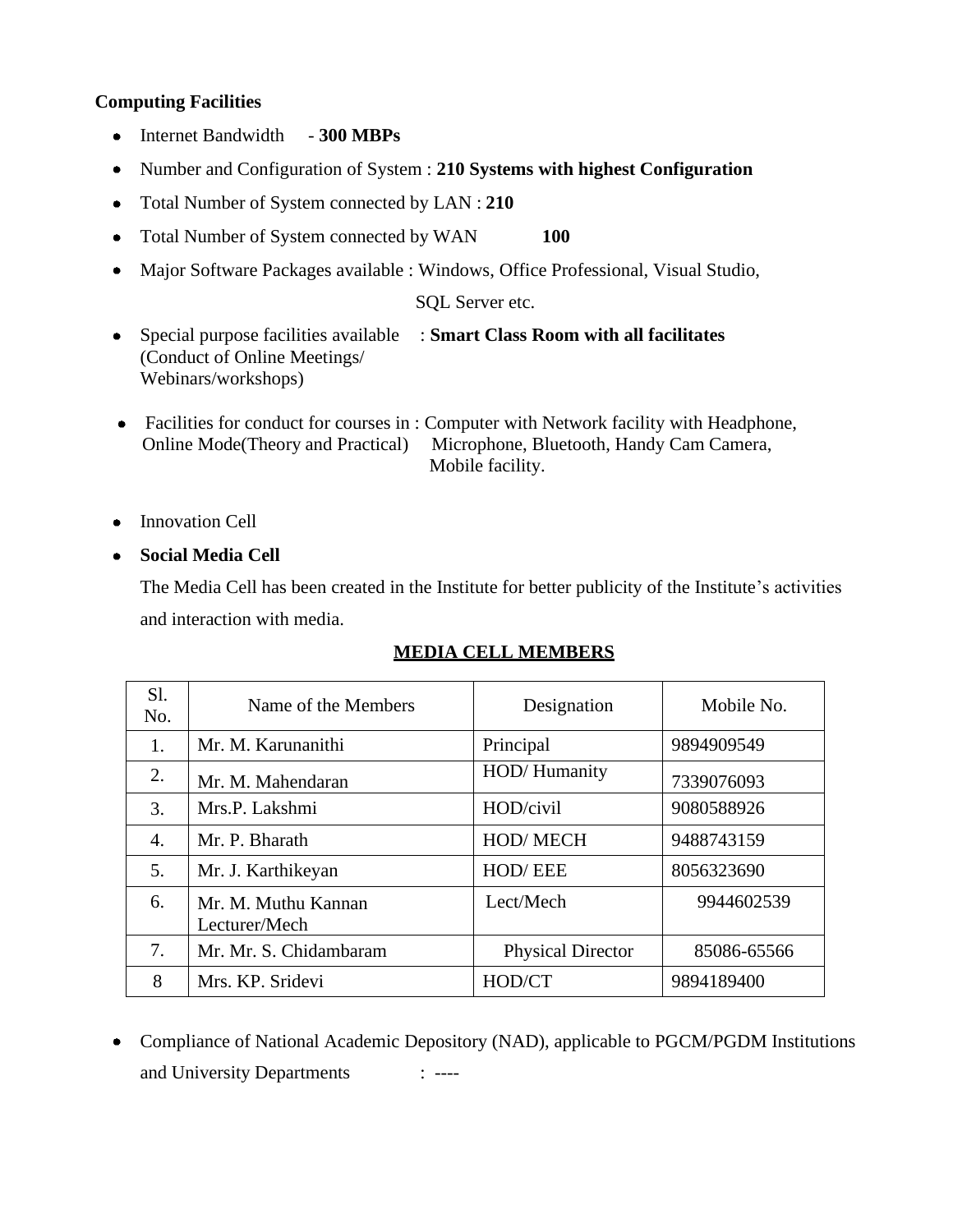**Computing Facilities**

- Internet Bandwidth - **300 MBPs**
- Number and Configuration of System : **210 Systems with highest Configuration**
- Total Number of System connected by LAN : **210**
- Total Number of System connected by WAN **100**
- Major Software Packages available : Windows, Office Professional, Visual Studio, SQL Server etc.
- Special purpose facilities available (Conduct of Online Meetings/ Webinars/workshops) : **Smart Class Room with all facilitates**
- Facilities for conduct for courses in Online Mode(Theory and Practical) : Computer with Network facility with Headphone, Microphone, Bluetooth, Handy Cam Camera, Mobile facility.
- Innovation Cell
- **Social Media Cell**

  The Media Cell has been created in the Institute for better publicity of the Institute's activities and interaction with media.

**MEDIA CELL MEMBERS**

| Sl. No. | Name of the Members | Designation | Mobile No. |
|---|---|---|---|
| 1. | Mr. M. Karunanithi | Principal | 9894909549 |
| 2. | Mr. M. Mahendaran | HOD/ Humanity | 7339076093 |
| 3. | Mrs.P. Lakshmi | HOD/civil | 9080588926 |
| 4. | Mr. P. Bharath | HOD/ MECH | 9488743159 |
| 5. | Mr. J. Karthikeyan | HOD/ EEE | 8056323690 |
| 6. | Mr. M. Muthu Kannan Lecturer/Mech | Lect/Mech | 9944602539 |
| 7. | Mr. Mr. S. Chidambaram | Physical Director | 85086-65566 |
| 8 | Mrs. KP. Sridevi | HOD/CT | 9894189400 |

- Compliance of National Academic Depository (NAD), applicable to PGCM/PGDM Institutions and University Departments : ----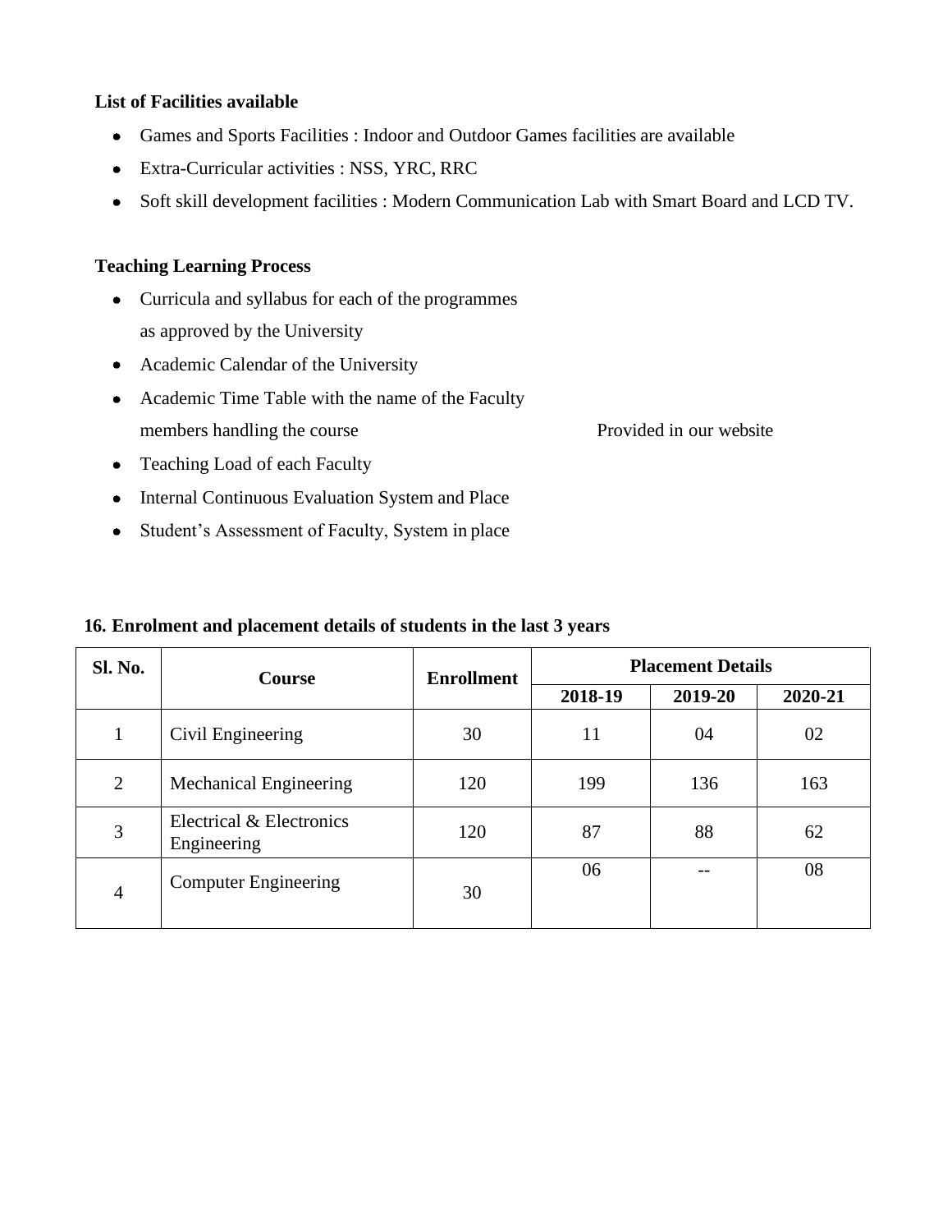**List of Facilities available**

- Games and Sports Facilities : Indoor and Outdoor Games facilities are available
- Extra-Curricular activities : NSS, YRC, RRC
- Soft skill development facilities : Modern Communication Lab with Smart Board and LCD TV.

**Teaching Learning Process**

- Curricula and syllabus for each of the programmes as approved by the University
- Academic Calendar of the University
- Academic Time Table with the name of the Faculty members handling the course — Provided in our website
- Teaching Load of each Faculty
- Internal Continuous Evaluation System and Place
- Student's Assessment of Faculty, System in place

**16. Enrolment and placement details of students in the last 3 years**

| Sl. No. | Course | Enrollment | Placement Details | | |
|---|---|---|---|---|---|
| | | | 2018-19 | 2019-20 | 2020-21 |
| 1 | Civil Engineering | 30 | 11 | 04 | 02 |
| 2 | Mechanical Engineering | 120 | 199 | 136 | 163 |
| 3 | Electrical & Electronics Engineering | 120 | 87 | 88 | 62 |
| 4 | Computer Engineering | 30 | 06 | -- | 08 |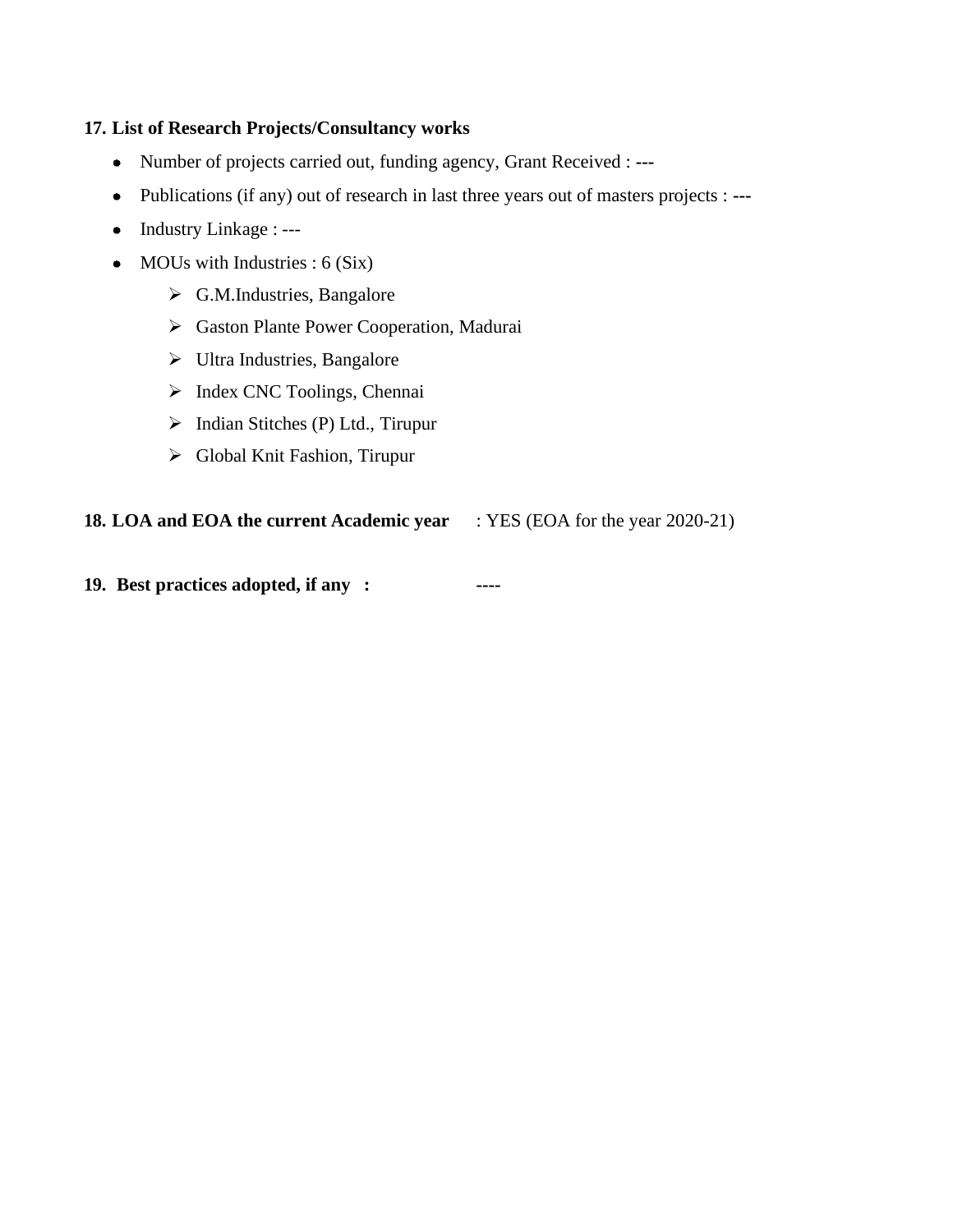**17. List of Research Projects/Consultancy works**

- Number of projects carried out, funding agency, Grant Received : ---
- Publications (if any) out of research in last three years out of masters projects : ---
- Industry Linkage : ---
- MOUs with Industries : 6 (Six)
  - G.M.Industries, Bangalore
  - Gaston Plante Power Cooperation, Madurai
  - Ultra Industries, Bangalore
  - Index CNC Toolings, Chennai
  - Indian Stitches (P) Ltd., Tirupur
  - Global Knit Fashion, Tirupur

**18. LOA and EOA the current Academic year** : YES (EOA for the year 2020-21)

**19. Best practices adopted, if any :** ----